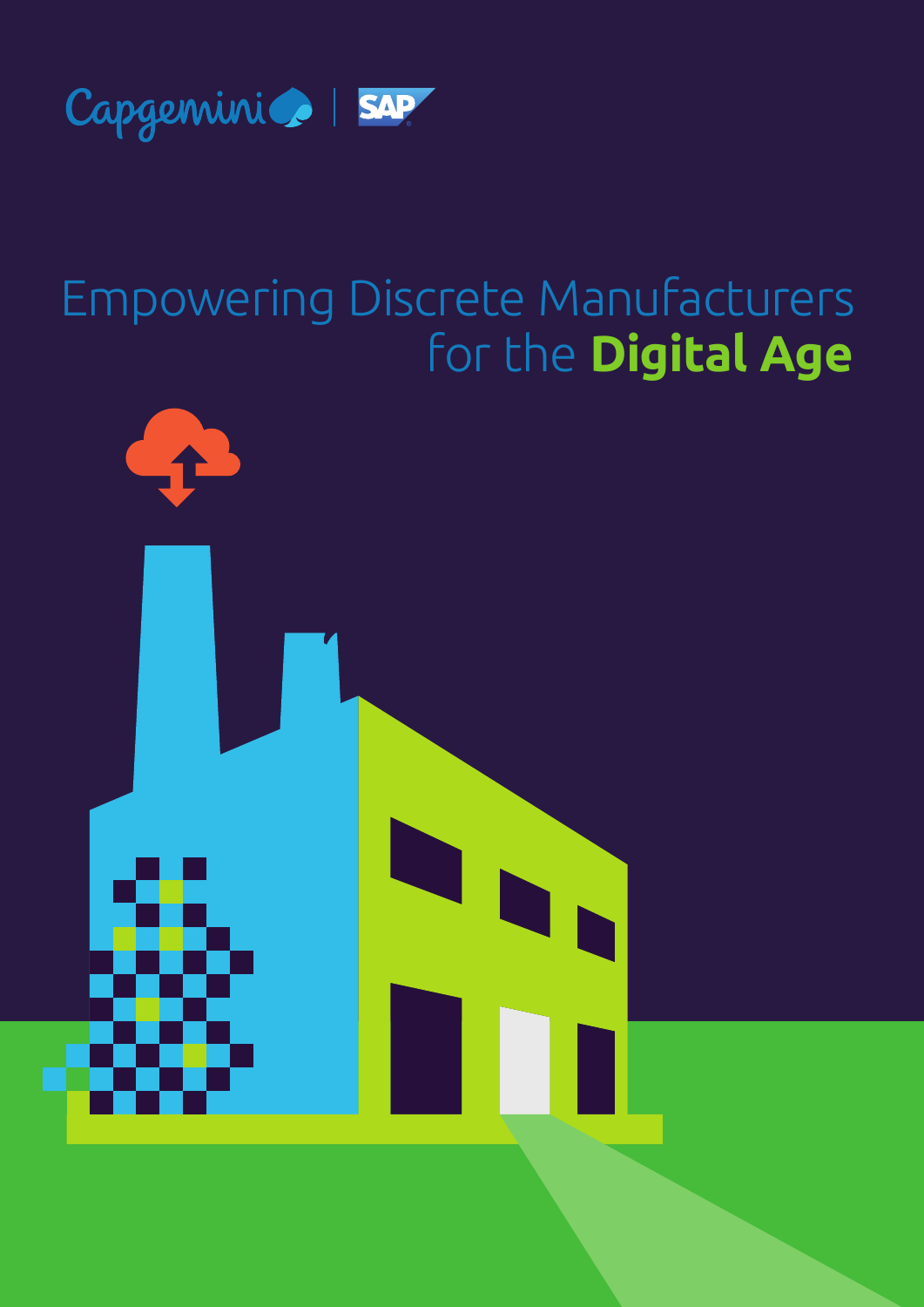Capgemini | SAP

# Empowering Discrete Manufacturers for the **Digital Age**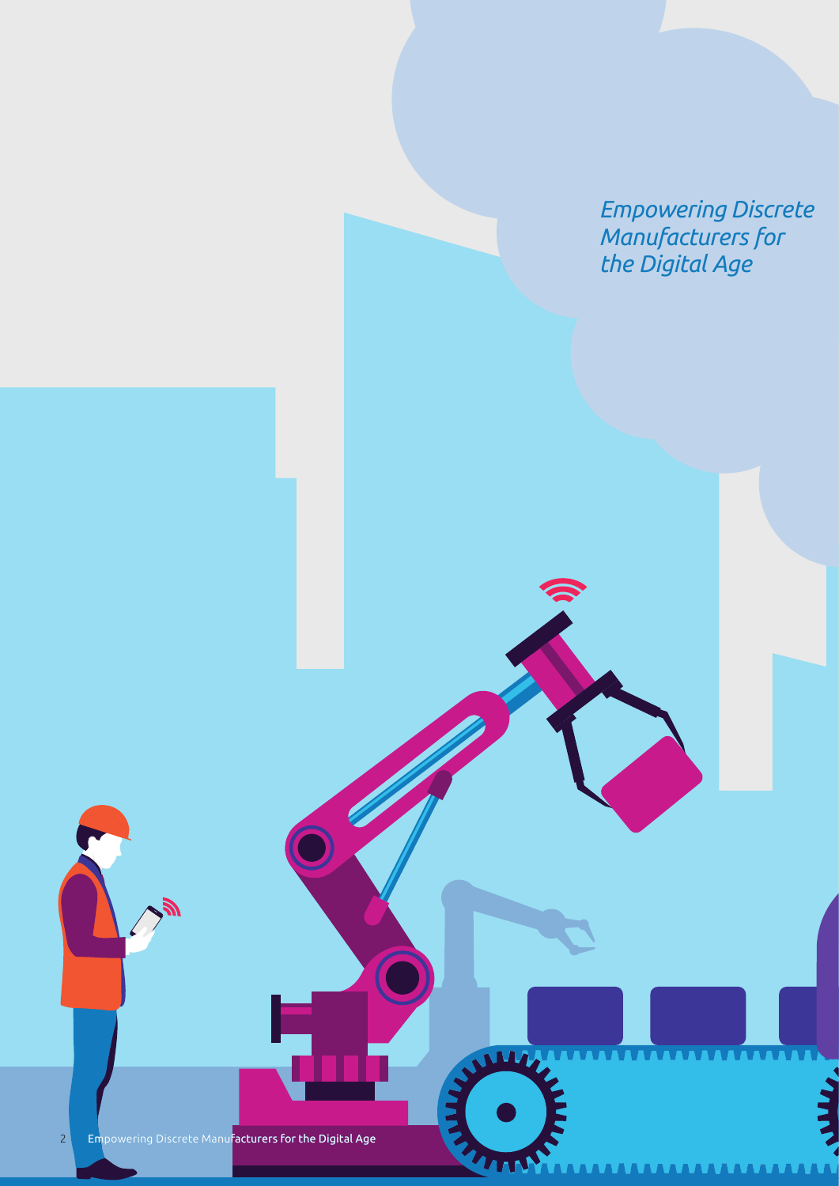*Empowering Discrete Manufacturers for the Digital Age*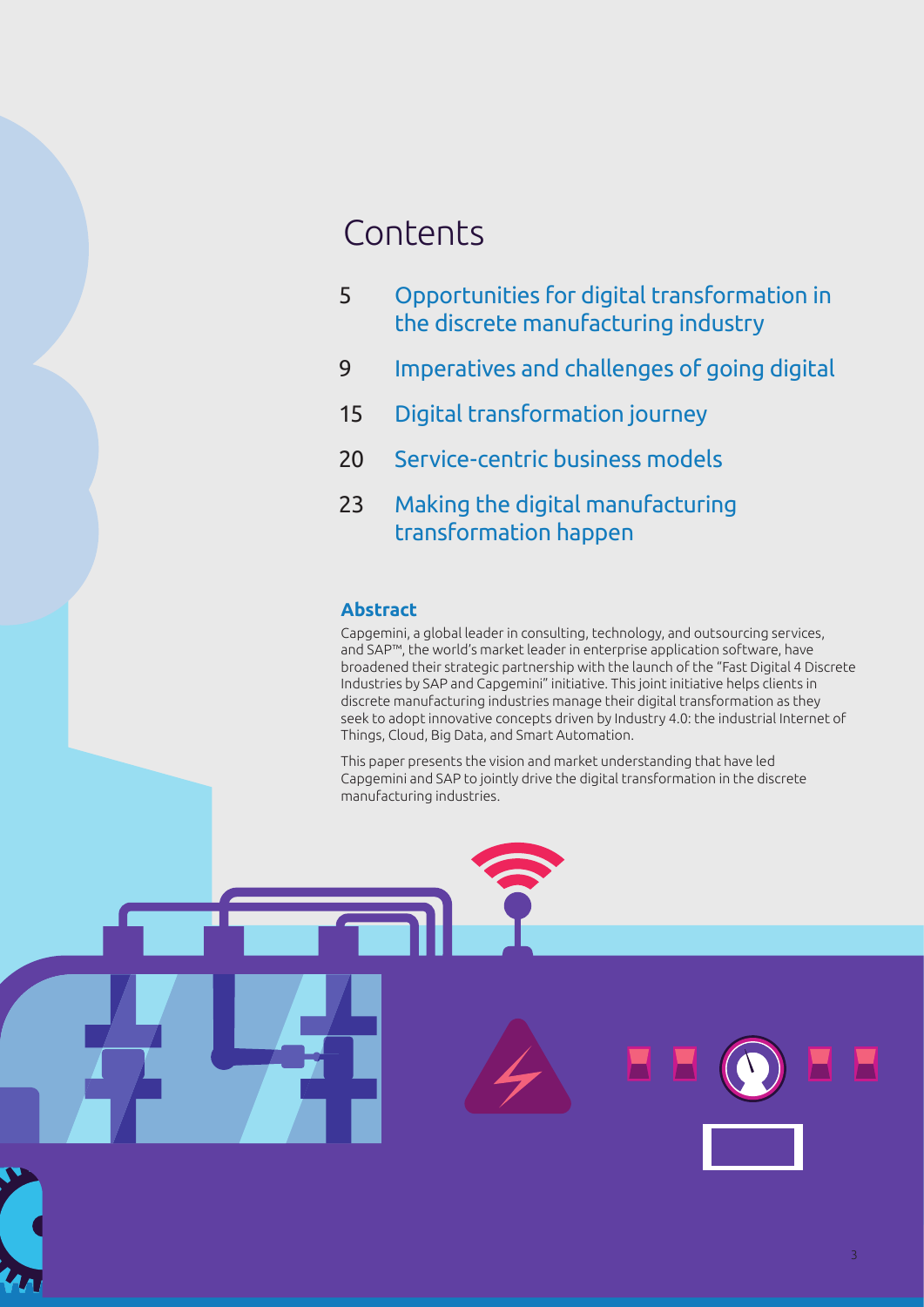# Contents

5 Opportunities for digital transformation in the discrete manufacturing industry

9 Imperatives and challenges of going digital

15 Digital transformation journey

20 Service-centric business models

23 Making the digital manufacturing transformation happen

## Abstract

Capgemini, a global leader in consulting, technology, and outsourcing services, and SAP™, the world's market leader in enterprise application software, have broadened their strategic partnership with the launch of the "Fast Digital 4 Discrete Industries by SAP and Capgemini" initiative. This joint initiative helps clients in discrete manufacturing industries manage their digital transformation as they seek to adopt innovative concepts driven by Industry 4.0: the industrial Internet of Things, Cloud, Big Data, and Smart Automation.

This paper presents the vision and market understanding that have led Capgemini and SAP to jointly drive the digital transformation in the discrete manufacturing industries.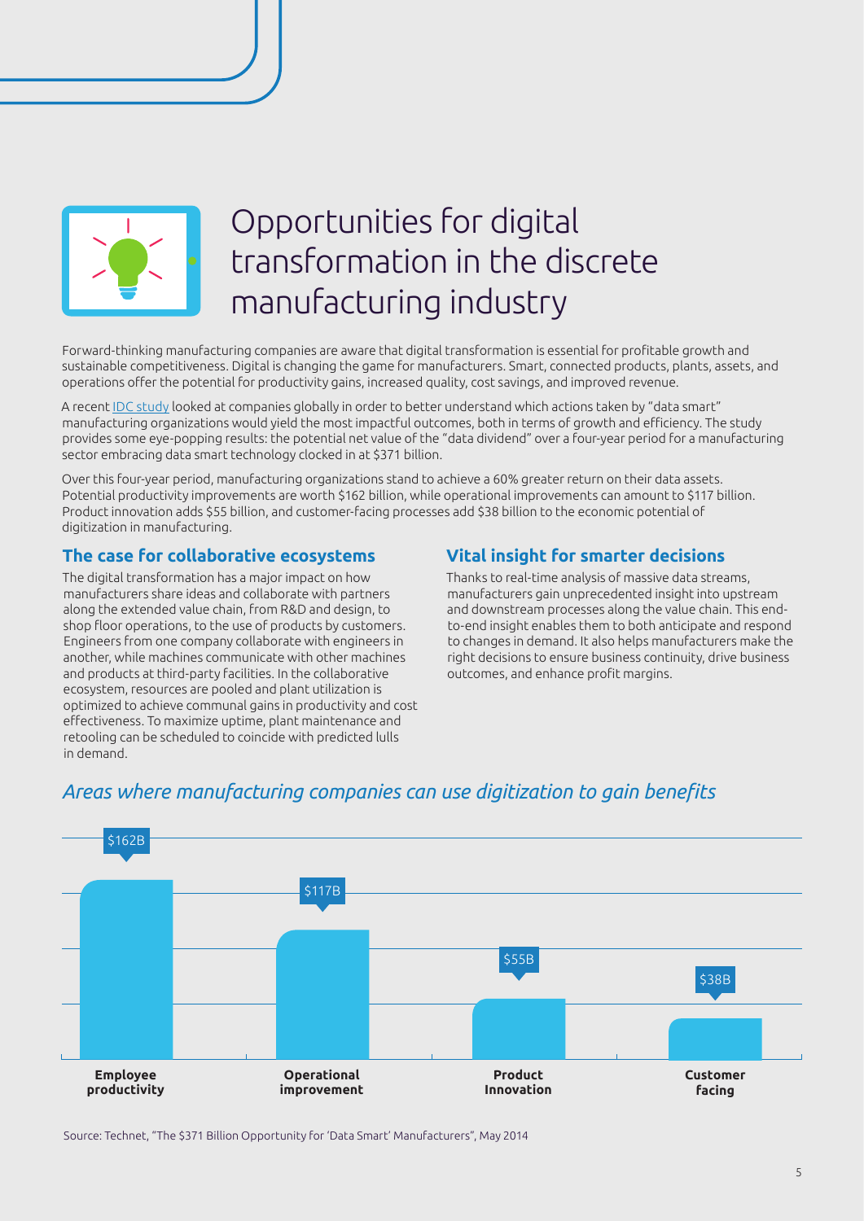# Opportunities for digital transformation in the discrete manufacturing industry

Forward-thinking manufacturing companies are aware that digital transformation is essential for profitable growth and sustainable competitiveness. Digital is changing the game for manufacturers. Smart, connected products, plants, assets, and operations offer the potential for productivity gains, increased quality, cost savings, and improved revenue.

A recent IDC study looked at companies globally in order to better understand which actions taken by "data smart" manufacturing organizations would yield the most impactful outcomes, both in terms of growth and efficiency. The study provides some eye-popping results: the potential net value of the "data dividend" over a four-year period for a manufacturing sector embracing data smart technology clocked in at $371 billion.

Over this four-year period, manufacturing organizations stand to achieve a 60% greater return on their data assets. Potential productivity improvements are worth $162 billion, while operational improvements can amount to $117 billion. Product innovation adds $55 billion, and customer-facing processes add $38 billion to the economic potential of digitization in manufacturing.

## The case for collaborative ecosystems

The digital transformation has a major impact on how manufacturers share ideas and collaborate with partners along the extended value chain, from R&D and design, to shop floor operations, to the use of products by customers. Engineers from one company collaborate with engineers in another, while machines communicate with other machines and products at third-party facilities. In the collaborative ecosystem, resources are pooled and plant utilization is optimized to achieve communal gains in productivity and cost effectiveness. To maximize uptime, plant maintenance and retooling can be scheduled to coincide with predicted lulls in demand.

## Vital insight for smarter decisions

Thanks to real-time analysis of massive data streams, manufacturers gain unprecedented insight into upstream and downstream processes along the value chain. This end-to-end insight enables them to both anticipate and respond to changes in demand. It also helps manufacturers make the right decisions to ensure business continuity, drive business outcomes, and enhance profit margins.

*Areas where manufacturing companies can use digitization to gain benefits*

| Area | Value |
|---|---|
| Employee productivity | $162B |
| Operational improvement | $117B |
| Product Innovation | $55B |
| Customer facing | $38B |

Source: Technet, "The $371 Billion Opportunity for 'Data Smart' Manufacturers", May 2014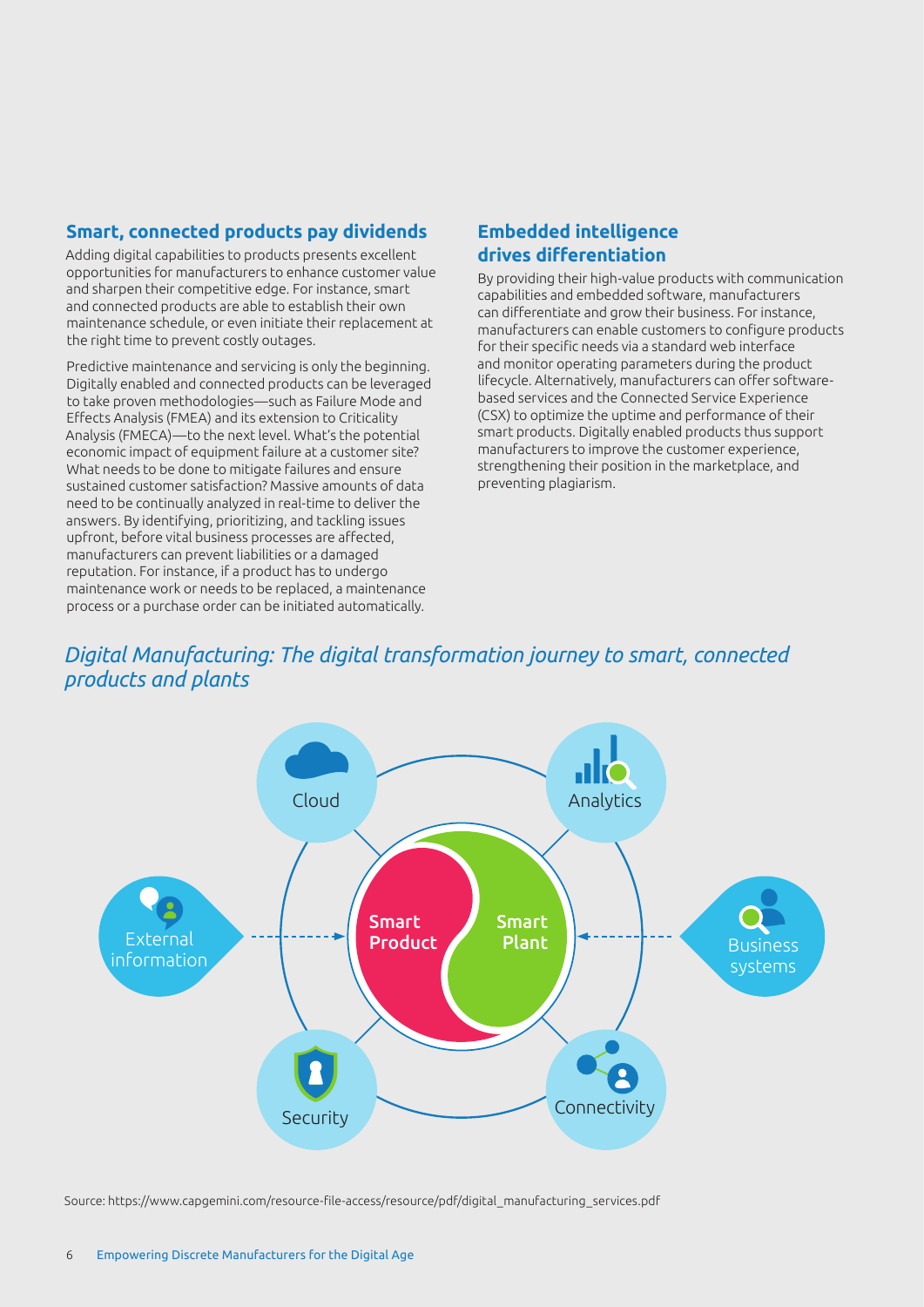## Smart, connected products pay dividends

Adding digital capabilities to products presents excellent opportunities for manufacturers to enhance customer value and sharpen their competitive edge. For instance, smart and connected products are able to establish their own maintenance schedule, or even initiate their replacement at the right time to prevent costly outages.

Predictive maintenance and servicing is only the beginning. Digitally enabled and connected products can be leveraged to take proven methodologies—such as Failure Mode and Effects Analysis (FMEA) and its extension to Criticality Analysis (FMECA)—to the next level. What's the potential economic impact of equipment failure at a customer site? What needs to be done to mitigate failures and ensure sustained customer satisfaction? Massive amounts of data need to be continually analyzed in real-time to deliver the answers. By identifying, prioritizing, and tackling issues upfront, before vital business processes are affected, manufacturers can prevent liabilities or a damaged reputation. For instance, if a product has to undergo maintenance work or needs to be replaced, a maintenance process or a purchase order can be initiated automatically.

## Embedded intelligence drives differentiation

By providing their high-value products with communication capabilities and embedded software, manufacturers can differentiate and grow their business. For instance, manufacturers can enable customers to configure products for their specific needs via a standard web interface and monitor operating parameters during the product lifecycle. Alternatively, manufacturers can offer software-based services and the Connected Service Experience (CSX) to optimize the uptime and performance of their smart products. Digitally enabled products thus support manufacturers to improve the customer experience, strengthening their position in the marketplace, and preventing plagiarism.

*Digital Manufacturing: The digital transformation journey to smart, connected products and plants*

Cloud

Analytics

External information

Smart Product

Smart Plant

Business systems

Security

Connectivity

Source: https://www.capgemini.com/resource-file-access/resource/pdf/digital_manufacturing_services.pdf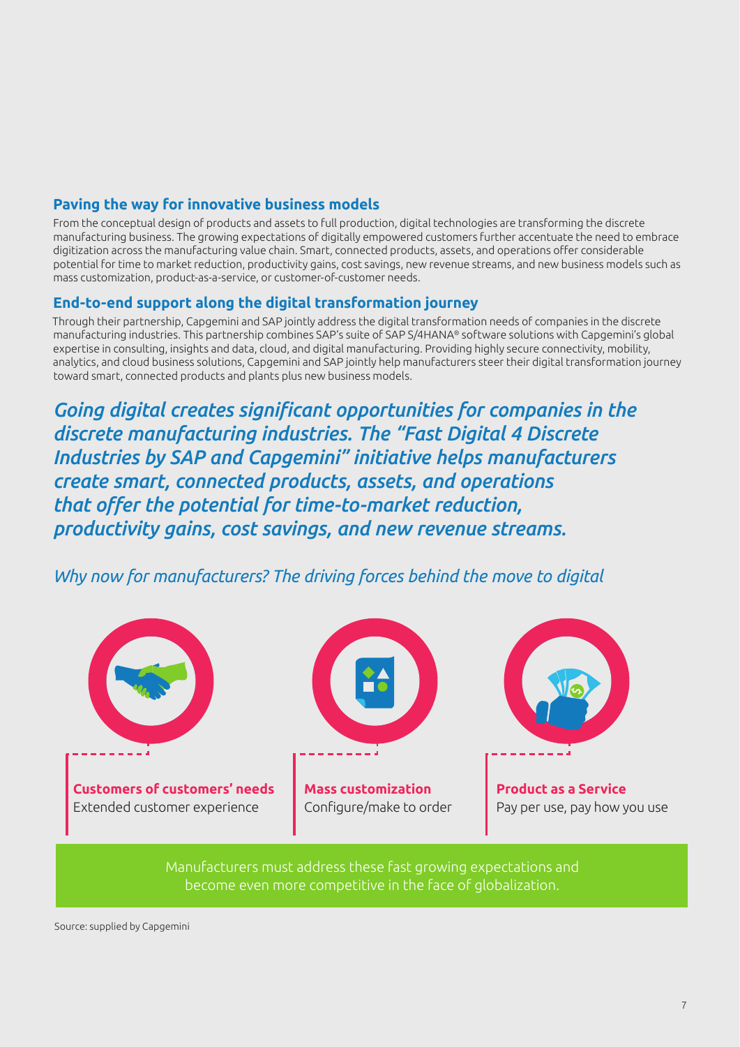## Paving the way for innovative business models

From the conceptual design of products and assets to full production, digital technologies are transforming the discrete manufacturing business. The growing expectations of digitally empowered customers further accentuate the need to embrace digitization across the manufacturing value chain. Smart, connected products, assets, and operations offer considerable potential for time to market reduction, productivity gains, cost savings, new revenue streams, and new business models such as mass customization, product-as-a-service, or customer-of-customer needs.

## End-to-end support along the digital transformation journey

Through their partnership, Capgemini and SAP jointly address the digital transformation needs of companies in the discrete manufacturing industries. This partnership combines SAP's suite of SAP S/4HANA® software solutions with Capgemini's global expertise in consulting, insights and data, cloud, and digital manufacturing. Providing highly secure connectivity, mobility, analytics, and cloud business solutions, Capgemini and SAP jointly help manufacturers steer their digital transformation journey toward smart, connected products and plants plus new business models.

***Going digital creates significant opportunities for companies in the discrete manufacturing industries. The "Fast Digital 4 Discrete Industries by SAP and Capgemini" initiative helps manufacturers create smart, connected products, assets, and operations that offer the potential for time-to-market reduction, productivity gains, cost savings, and new revenue streams.***

*Why now for manufacturers? The driving forces behind the move to digital*

**Customers of customers' needs**
Extended customer experience

**Mass customization**
Configure/make to order

**Product as a Service**
Pay per use, pay how you use

Manufacturers must address these fast growing expectations and become even more competitive in the face of globalization.

Source: supplied by Capgemini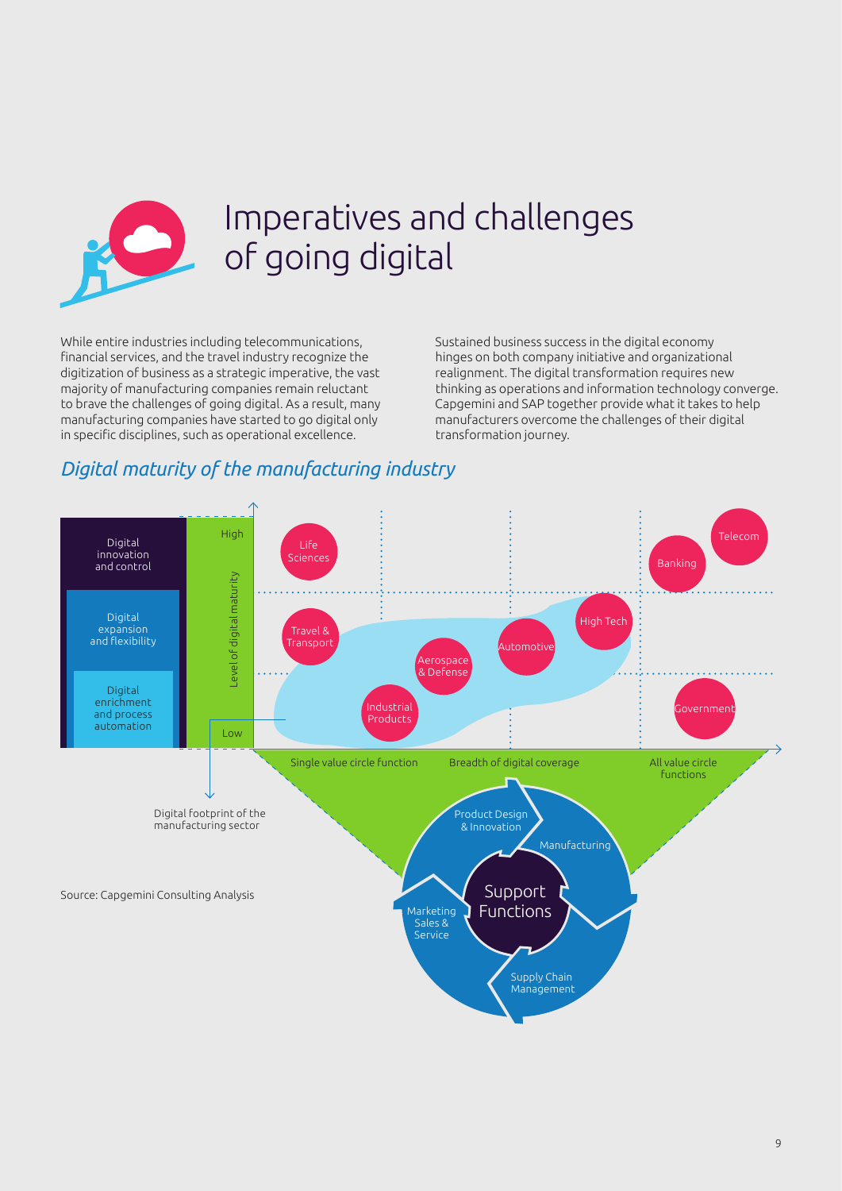# Imperatives and challenges of going digital

While entire industries including telecommunications, financial services, and the travel industry recognize the digitization of business as a strategic imperative, the vast majority of manufacturing companies remain reluctant to brave the challenges of going digital. As a result, many manufacturing companies have started to go digital only in specific disciplines, such as operational excellence.

Sustained business success in the digital economy hinges on both company initiative and organizational realignment. The digital transformation requires new thinking as operations and information technology converge. Capgemini and SAP together provide what it takes to help manufacturers overcome the challenges of their digital transformation journey.

## *Digital maturity of the manufacturing industry*

Digital innovation and control

Digital expansion and flexibility

Digital enrichment and process automation

Level of digital maturity: High / Low

Life Sciences, Telecom, Banking, High Tech, Travel & Transport, Automotive, Aerospace & Defense, Industrial Products, Government

Single value circle function — Breadth of digital coverage — All value circle functions

Digital footprint of the manufacturing sector

Product Design & Innovation, Manufacturing, Supply Chain Management, Marketing Sales & Service, Support Functions

Source: Capgemini Consulting Analysis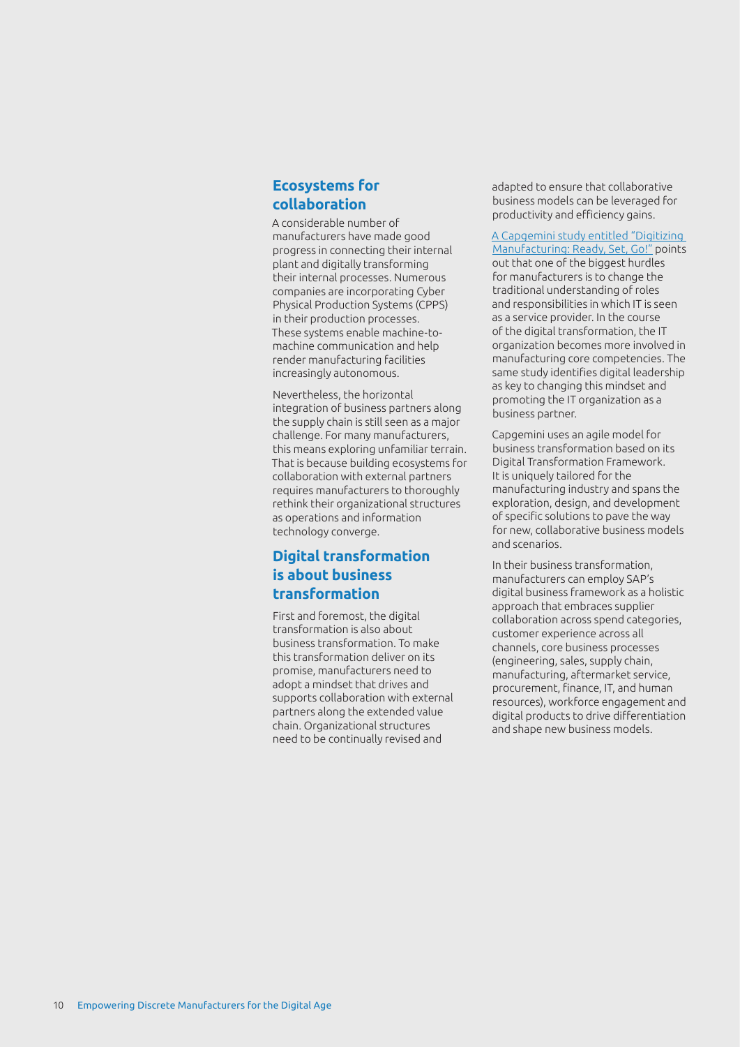## Ecosystems for collaboration

A considerable number of manufacturers have made good progress in connecting their internal plant and digitally transforming their internal processes. Numerous companies are incorporating Cyber Physical Production Systems (CPPS) in their production processes. These systems enable machine-to-machine communication and help render manufacturing facilities increasingly autonomous.

Nevertheless, the horizontal integration of business partners along the supply chain is still seen as a major challenge. For many manufacturers, this means exploring unfamiliar terrain. That is because building ecosystems for collaboration with external partners requires manufacturers to thoroughly rethink their organizational structures as operations and information technology converge.

## Digital transformation is about business transformation

First and foremost, the digital transformation is also about business transformation. To make this transformation deliver on its promise, manufacturers need to adopt a mindset that drives and supports collaboration with external partners along the extended value chain. Organizational structures need to be continually revised and adapted to ensure that collaborative business models can be leveraged for productivity and efficiency gains.

A Capgemini study entitled "Digitizing Manufacturing: Ready, Set, Go!" points out that one of the biggest hurdles for manufacturers is to change the traditional understanding of roles and responsibilities in which IT is seen as a service provider. In the course of the digital transformation, the IT organization becomes more involved in manufacturing core competencies. The same study identifies digital leadership as key to changing this mindset and promoting the IT organization as a business partner.

Capgemini uses an agile model for business transformation based on its Digital Transformation Framework. It is uniquely tailored for the manufacturing industry and spans the exploration, design, and development of specific solutions to pave the way for new, collaborative business models and scenarios.

In their business transformation, manufacturers can employ SAP's digital business framework as a holistic approach that embraces supplier collaboration across spend categories, customer experience across all channels, core business processes (engineering, sales, supply chain, manufacturing, aftermarket service, procurement, finance, IT, and human resources), workforce engagement and digital products to drive differentiation and shape new business models.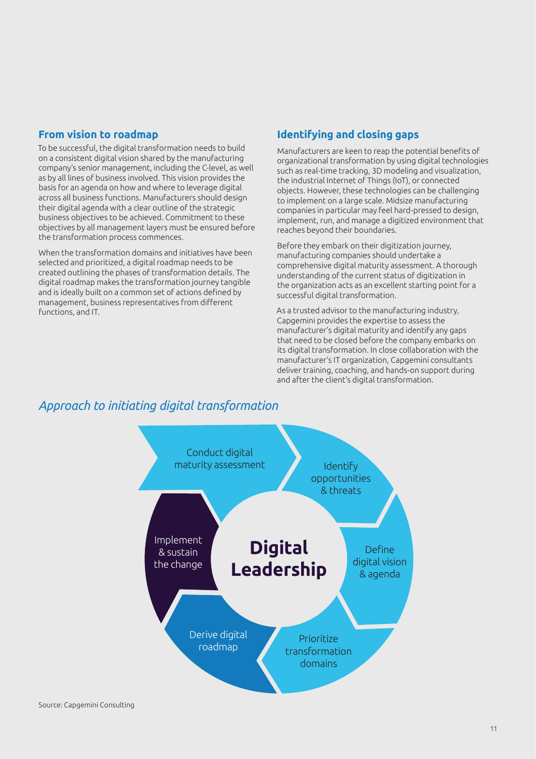## From vision to roadmap

To be successful, the digital transformation needs to build on a consistent digital vision shared by the manufacturing company's senior management, including the C-level, as well as by all lines of business involved. This vision provides the basis for an agenda on how and where to leverage digital across all business functions. Manufacturers should design their digital agenda with a clear outline of the strategic business objectives to be achieved. Commitment to these objectives by all management layers must be ensured before the transformation process commences.

When the transformation domains and initiatives have been selected and prioritized, a digital roadmap needs to be created outlining the phases of transformation details. The digital roadmap makes the transformation journey tangible and is ideally built on a common set of actions defined by management, business representatives from different functions, and IT.

## Identifying and closing gaps

Manufacturers are keen to reap the potential benefits of organizational transformation by using digital technologies such as real-time tracking, 3D modeling and visualization, the industrial Internet of Things (IoT), or connected objects. However, these technologies can be challenging to implement on a large scale. Midsize manufacturing companies in particular may feel hard-pressed to design, implement, run, and manage a digitized environment that reaches beyond their boundaries.

Before they embark on their digitization journey, manufacturing companies should undertake a comprehensive digital maturity assessment. A thorough understanding of the current status of digitization in the organization acts as an excellent starting point for a successful digital transformation.

As a trusted advisor to the manufacturing industry, Capgemini provides the expertise to assess the manufacturer's digital maturity and identify any gaps that need to be closed before the company embarks on its digital transformation. In close collaboration with the manufacturer's IT organization, Capgemini consultants deliver training, coaching, and hands-on support during and after the client's digital transformation.

*Approach to initiating digital transformation*

**Digital Leadership**

- Conduct digital maturity assessment
- Identify opportunities & threats
- Define digital vision & agenda
- Prioritize transformation domains
- Derive digital roadmap
- Implement & sustain the change

Source: Capgemini Consulting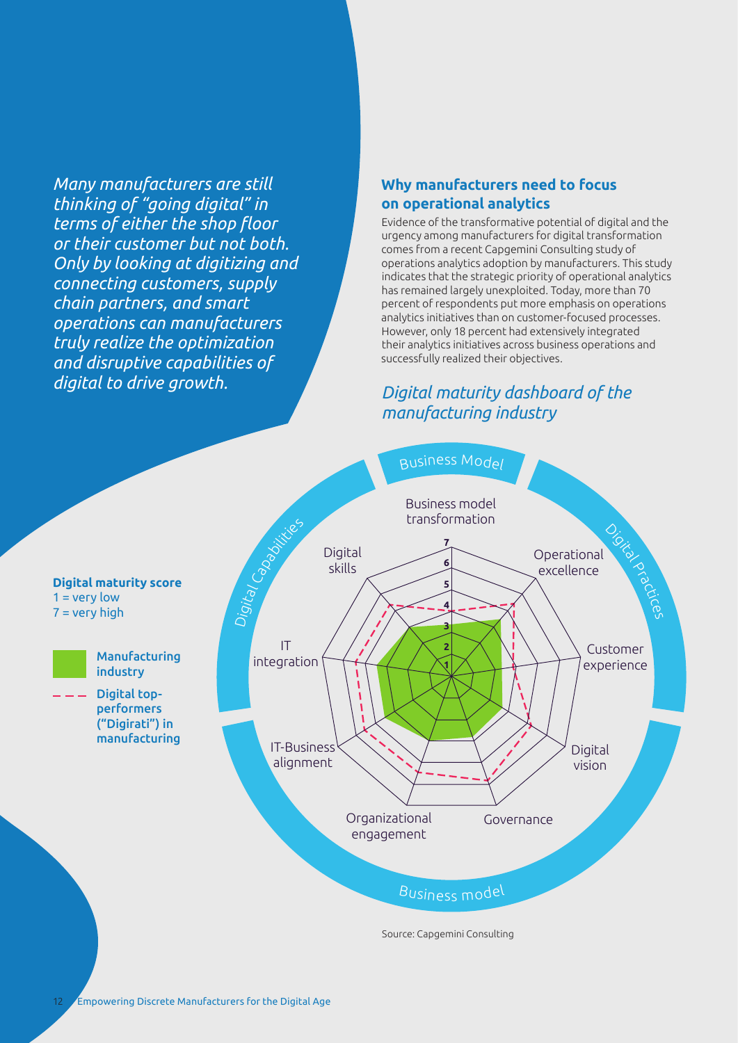*Many manufacturers are still thinking of "going digital" in terms of either the shop floor or their customer but not both. Only by looking at digitizing and connecting customers, supply chain partners, and smart operations can manufacturers truly realize the optimization and disruptive capabilities of digital to drive growth.*

## Why manufacturers need to focus on operational analytics

Evidence of the transformative potential of digital and the urgency among manufacturers for digital transformation comes from a recent Capgemini Consulting study of operations analytics adoption by manufacturers. This study indicates that the strategic priority of operational analytics has remained largely unexploited. Today, more than 70 percent of respondents put more emphasis on operations analytics initiatives than on customer-focused processes. However, only 18 percent had extensively integrated their analytics initiatives across business operations and successfully realized their objectives.

### *Digital maturity dashboard of the manufacturing industry*

**Digital maturity score**
1 = very low
7 = very high

- Manufacturing industry
- Digital top-performers ("Digirati") in manufacturing

Business Model | Digital Practices | Business model | Digital Capabilities

Business model transformation; Operational excellence; Customer experience; Digital vision; Governance; Organizational engagement; IT-Business alignment; IT integration; Digital skills

Source: Capgemini Consulting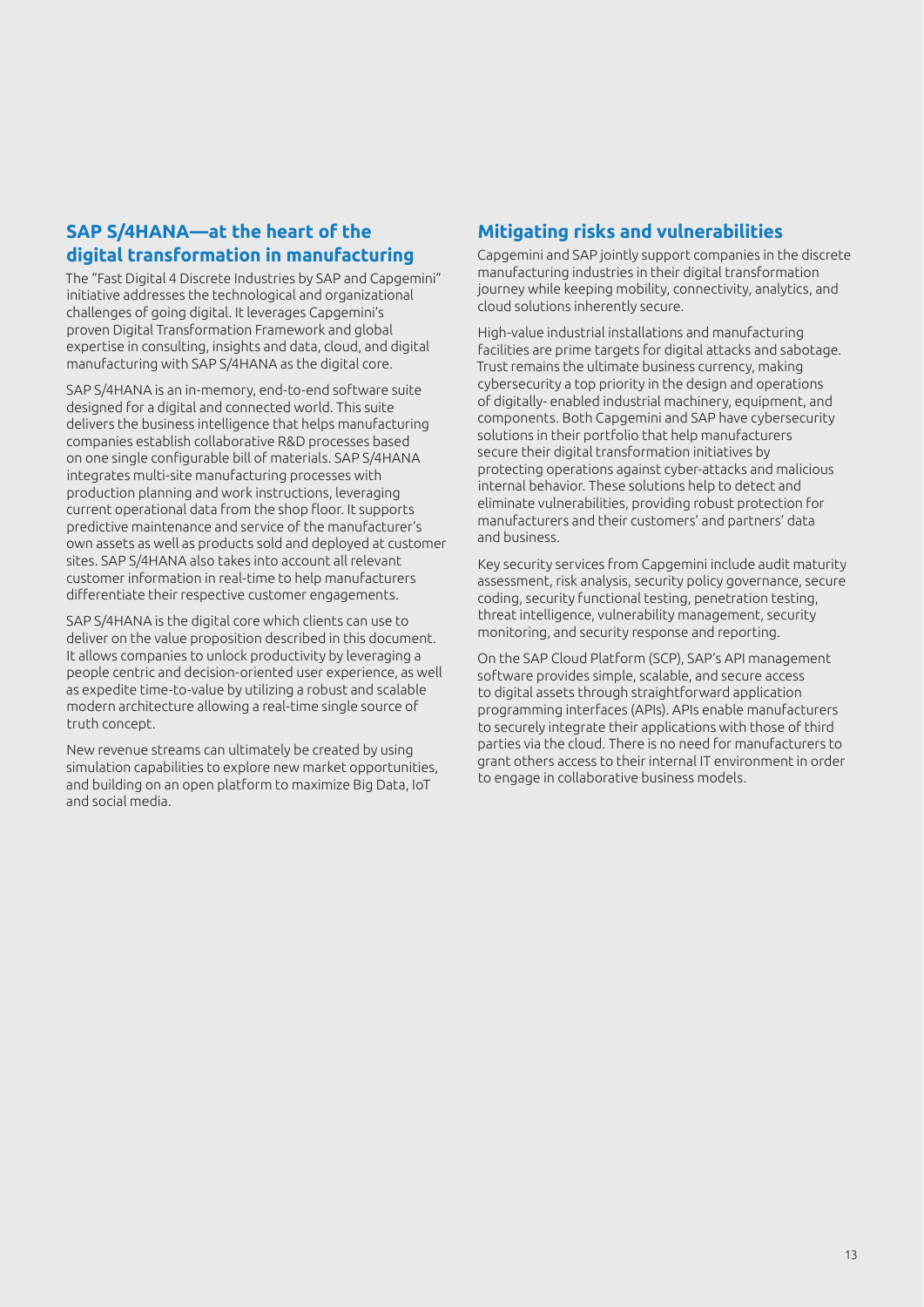## SAP S/4HANA—at the heart of the digital transformation in manufacturing

The "Fast Digital 4 Discrete Industries by SAP and Capgemini" initiative addresses the technological and organizational challenges of going digital. It leverages Capgemini's proven Digital Transformation Framework and global expertise in consulting, insights and data, cloud, and digital manufacturing with SAP S/4HANA as the digital core.

SAP S/4HANA is an in-memory, end-to-end software suite designed for a digital and connected world. This suite delivers the business intelligence that helps manufacturing companies establish collaborative R&D processes based on one single configurable bill of materials. SAP S/4HANA integrates multi-site manufacturing processes with production planning and work instructions, leveraging current operational data from the shop floor. It supports predictive maintenance and service of the manufacturer's own assets as well as products sold and deployed at customer sites. SAP S/4HANA also takes into account all relevant customer information in real-time to help manufacturers differentiate their respective customer engagements.

SAP S/4HANA is the digital core which clients can use to deliver on the value proposition described in this document. It allows companies to unlock productivity by leveraging a people centric and decision-oriented user experience, as well as expedite time-to-value by utilizing a robust and scalable modern architecture allowing a real-time single source of truth concept.

New revenue streams can ultimately be created by using simulation capabilities to explore new market opportunities, and building on an open platform to maximize Big Data, IoT and social media.

## Mitigating risks and vulnerabilities

Capgemini and SAP jointly support companies in the discrete manufacturing industries in their digital transformation journey while keeping mobility, connectivity, analytics, and cloud solutions inherently secure.

High-value industrial installations and manufacturing facilities are prime targets for digital attacks and sabotage. Trust remains the ultimate business currency, making cybersecurity a top priority in the design and operations of digitally- enabled industrial machinery, equipment, and components. Both Capgemini and SAP have cybersecurity solutions in their portfolio that help manufacturers secure their digital transformation initiatives by protecting operations against cyber-attacks and malicious internal behavior. These solutions help to detect and eliminate vulnerabilities, providing robust protection for manufacturers and their customers' and partners' data and business.

Key security services from Capgemini include audit maturity assessment, risk analysis, security policy governance, secure coding, security functional testing, penetration testing, threat intelligence, vulnerability management, security monitoring, and security response and reporting.

On the SAP Cloud Platform (SCP), SAP's API management software provides simple, scalable, and secure access to digital assets through straightforward application programming interfaces (APIs). APIs enable manufacturers to securely integrate their applications with those of third parties via the cloud. There is no need for manufacturers to grant others access to their internal IT environment in order to engage in collaborative business models.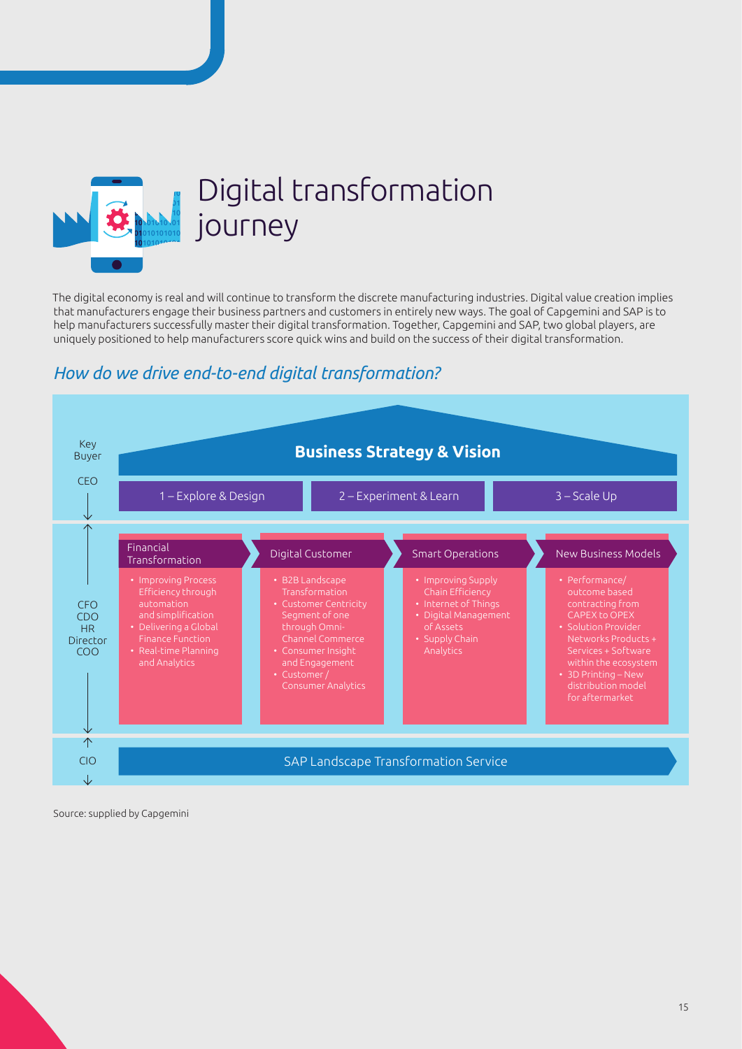# Digital transformation journey

The digital economy is real and will continue to transform the discrete manufacturing industries. Digital value creation implies that manufacturers engage their business partners and customers in entirely new ways. The goal of Capgemini and SAP is to help manufacturers successfully master their digital transformation. Together, Capgemini and SAP, two global players, are uniquely positioned to help manufacturers score quick wins and build on the success of their digital transformation.

## *How do we drive end-to-end digital transformation?*

Key Buyer

CEO

**Business Strategy & Vision**

1 – Explore & Design | 2 – Experiment & Learn | 3 – Scale Up

CFO
CDO
HR Director
COO

| Financial Transformation | Digital Customer | Smart Operations | New Business Models |
|---|---|---|---|
| • Improving Process Efficiency through automation and simplification<br>• Delivering a Global Finance Function<br>• Real-time Planning and Analytics | • B2B Landscape Transformation<br>• Customer Centricity Segment of one through Omni-Channel Commerce<br>• Consumer Insight and Engagement<br>• Customer / Consumer Analytics | • Improving Supply Chain Efficiency<br>• Internet of Things<br>• Digital Management of Assets<br>• Supply Chain Analytics | • Performance/ outcome based contracting from CAPEX to OPEX<br>• Solution Provider Networks Products + Services + Software within the ecosystem<br>• 3D Printing – New distribution model for aftermarket |

CIO

SAP Landscape Transformation Service

Source: supplied by Capgemini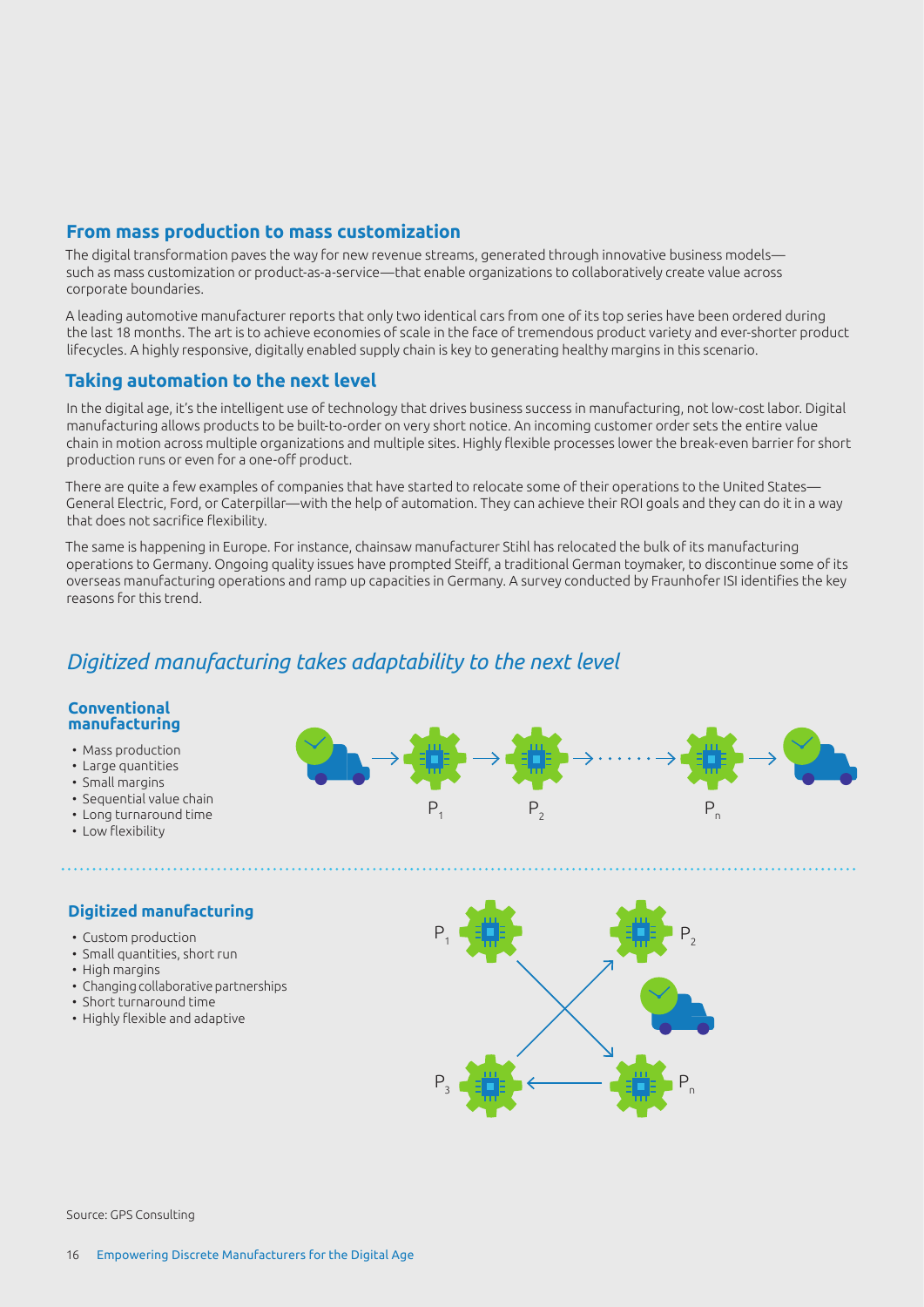## From mass production to mass customization

The digital transformation paves the way for new revenue streams, generated through innovative business models—such as mass customization or product-as-a-service—that enable organizations to collaboratively create value across corporate boundaries.

A leading automotive manufacturer reports that only two identical cars from one of its top series have been ordered during the last 18 months. The art is to achieve economies of scale in the face of tremendous product variety and ever-shorter product lifecycles. A highly responsive, digitally enabled supply chain is key to generating healthy margins in this scenario.

## Taking automation to the next level

In the digital age, it's the intelligent use of technology that drives business success in manufacturing, not low-cost labor. Digital manufacturing allows products to be built-to-order on very short notice. An incoming customer order sets the entire value chain in motion across multiple organizations and multiple sites. Highly flexible processes lower the break-even barrier for short production runs or even for a one-off product.

There are quite a few examples of companies that have started to relocate some of their operations to the United States—General Electric, Ford, or Caterpillar—with the help of automation. They can achieve their ROI goals and they can do it in a way that does not sacrifice flexibility.

The same is happening in Europe. For instance, chainsaw manufacturer Stihl has relocated the bulk of its manufacturing operations to Germany. Ongoing quality issues have prompted Steiff, a traditional German toymaker, to discontinue some of its overseas manufacturing operations and ramp up capacities in Germany. A survey conducted by Fraunhofer ISI identifies the key reasons for this trend.

## *Digitized manufacturing takes adaptability to the next level*

**Conventional manufacturing**

- Mass production
- Large quantities
- Small margins
- Sequential value chain
- Long turnaround time
- Low flexibility

$P_1$ → $P_2$ → ...... → $P_n$

**Digitized manufacturing**

- Custom production
- Small quantities, short run
- High margins
- Changing collaborative partnerships
- Short turnaround time
- Highly flexible and adaptive

$P_1$, $P_2$, $P_3$, $P_n$

Source: GPS Consulting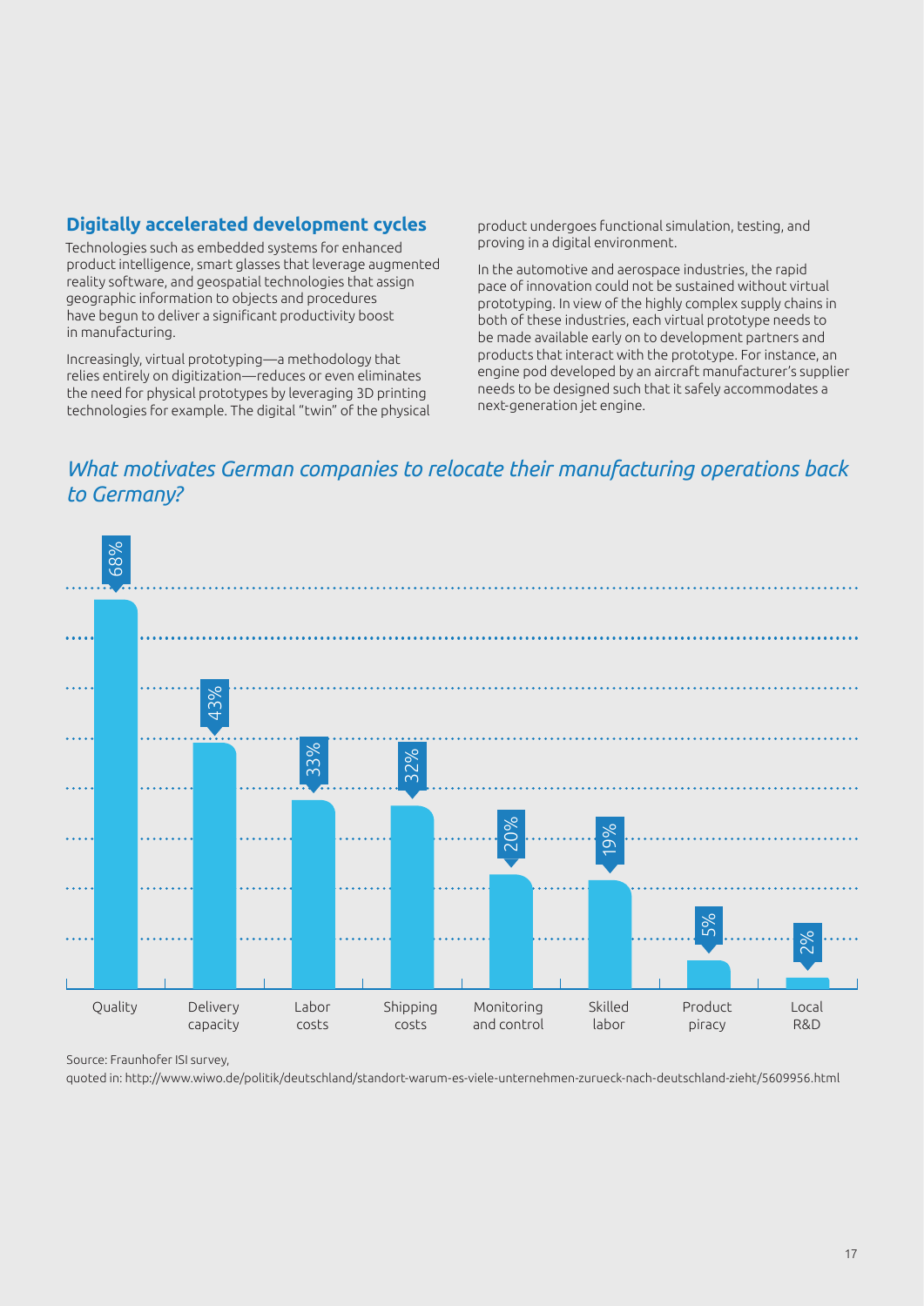## Digitally accelerated development cycles

Technologies such as embedded systems for enhanced product intelligence, smart glasses that leverage augmented reality software, and geospatial technologies that assign geographic information to objects and procedures have begun to deliver a significant productivity boost in manufacturing.

Increasingly, virtual prototyping—a methodology that relies entirely on digitization—reduces or even eliminates the need for physical prototypes by leveraging 3D printing technologies for example. The digital "twin" of the physical product undergoes functional simulation, testing, and proving in a digital environment.

In the automotive and aerospace industries, the rapid pace of innovation could not be sustained without virtual prototyping. In view of the highly complex supply chains in both of these industries, each virtual prototype needs to be made available early on to development partners and products that interact with the prototype. For instance, an engine pod developed by an aircraft manufacturer's supplier needs to be designed such that it safely accommodates a next-generation jet engine.

*What motivates German companies to relocate their manufacturing operations back to Germany?*

| Motivation | Share |
|---|---|
| Quality | 68% |
| Delivery capacity | 43% |
| Labor costs | 33% |
| Shipping costs | 32% |
| Monitoring and control | 20% |
| Skilled labor | 19% |
| Product piracy | 5% |
| Local R&D | 2% |

Source: Fraunhofer ISI survey,
quoted in: http://www.wiwo.de/politik/deutschland/standort-warum-es-viele-unternehmen-zurueck-nach-deutschland-zieht/5609956.html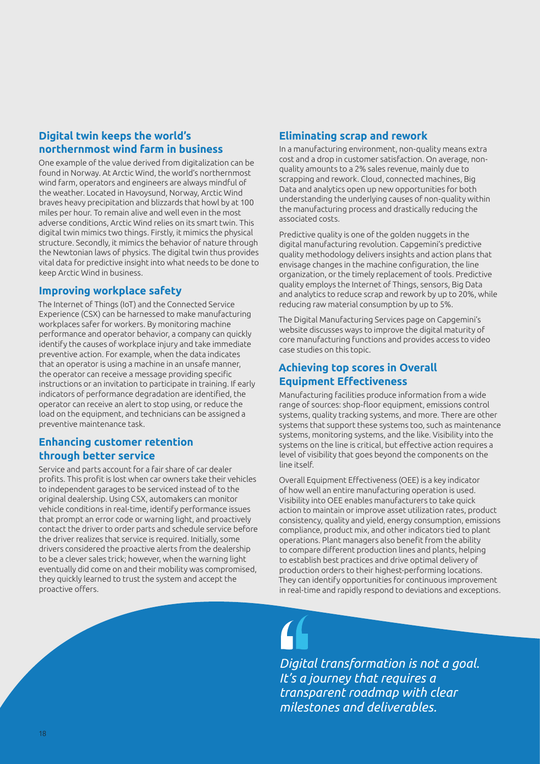## Digital twin keeps the world's northernmost wind farm in business

One example of the value derived from digitalization can be found in Norway. At Arctic Wind, the world's northernmost wind farm, operators and engineers are always mindful of the weather. Located in Havoysund, Norway, Arctic Wind braves heavy precipitation and blizzards that howl by at 100 miles per hour. To remain alive and well even in the most adverse conditions, Arctic Wind relies on its smart twin. This digital twin mimics two things. Firstly, it mimics the physical structure. Secondly, it mimics the behavior of nature through the Newtonian laws of physics. The digital twin thus provides vital data for predictive insight into what needs to be done to keep Arctic Wind in business.

## Improving workplace safety

The Internet of Things (IoT) and the Connected Service Experience (CSX) can be harnessed to make manufacturing workplaces safer for workers. By monitoring machine performance and operator behavior, a company can quickly identify the causes of workplace injury and take immediate preventive action. For example, when the data indicates that an operator is using a machine in an unsafe manner, the operator can receive a message providing specific instructions or an invitation to participate in training. If early indicators of performance degradation are identified, the operator can receive an alert to stop using, or reduce the load on the equipment, and technicians can be assigned a preventive maintenance task.

## Enhancing customer retention through better service

Service and parts account for a fair share of car dealer profits. This profit is lost when car owners take their vehicles to independent garages to be serviced instead of to the original dealership. Using CSX, automakers can monitor vehicle conditions in real-time, identify performance issues that prompt an error code or warning light, and proactively contact the driver to order parts and schedule service before the driver realizes that service is required. Initially, some drivers considered the proactive alerts from the dealership to be a clever sales trick; however, when the warning light eventually did come on and their mobility was compromised, they quickly learned to trust the system and accept the proactive offers.

## Eliminating scrap and rework

In a manufacturing environment, non-quality means extra cost and a drop in customer satisfaction. On average, non-quality amounts to a 2% sales revenue, mainly due to scrapping and rework. Cloud, connected machines, Big Data and analytics open up new opportunities for both understanding the underlying causes of non-quality within the manufacturing process and drastically reducing the associated costs.

Predictive quality is one of the golden nuggets in the digital manufacturing revolution. Capgemini's predictive quality methodology delivers insights and action plans that envisage changes in the machine configuration, the line organization, or the timely replacement of tools. Predictive quality employs the Internet of Things, sensors, Big Data and analytics to reduce scrap and rework by up to 20%, while reducing raw material consumption by up to 5%.

The Digital Manufacturing Services page on Capgemini's website discusses ways to improve the digital maturity of core manufacturing functions and provides access to video case studies on this topic.

## Achieving top scores in Overall Equipment Effectiveness

Manufacturing facilities produce information from a wide range of sources: shop-floor equipment, emissions control systems, quality tracking systems, and more. There are other systems that support these systems too, such as maintenance systems, monitoring systems, and the like. Visibility into the systems on the line is critical, but effective action requires a level of visibility that goes beyond the components on the line itself.

Overall Equipment Effectiveness (OEE) is a key indicator of how well an entire manufacturing operation is used. Visibility into OEE enables manufacturers to take quick action to maintain or improve asset utilization rates, product consistency, quality and yield, energy consumption, emissions compliance, product mix, and other indicators tied to plant operations. Plant managers also benefit from the ability to compare different production lines and plants, helping to establish best practices and drive optimal delivery of production orders to their highest-performing locations. They can identify opportunities for continuous improvement in real-time and rapidly respond to deviations and exceptions.

> *Digital transformation is not a goal. It's a journey that requires a transparent roadmap with clear milestones and deliverables.*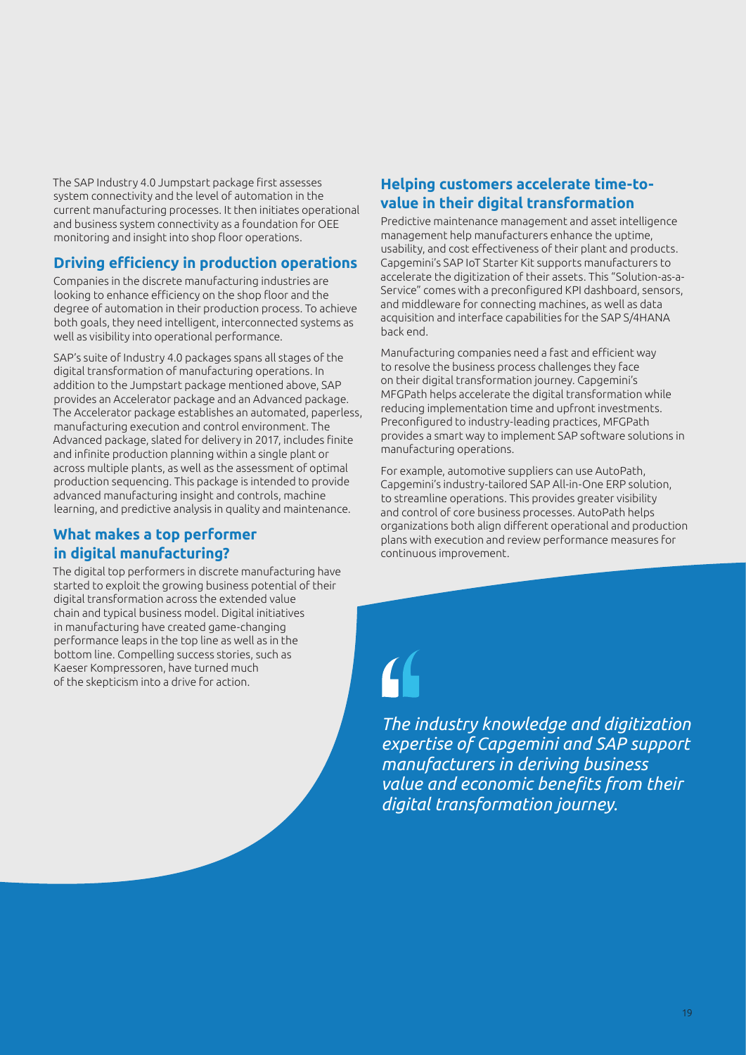The SAP Industry 4.0 Jumpstart package first assesses system connectivity and the level of automation in the current manufacturing processes. It then initiates operational and business system connectivity as a foundation for OEE monitoring and insight into shop floor operations.

## Driving efficiency in production operations

Companies in the discrete manufacturing industries are looking to enhance efficiency on the shop floor and the degree of automation in their production process. To achieve both goals, they need intelligent, interconnected systems as well as visibility into operational performance.

SAP's suite of Industry 4.0 packages spans all stages of the digital transformation of manufacturing operations. In addition to the Jumpstart package mentioned above, SAP provides an Accelerator package and an Advanced package. The Accelerator package establishes an automated, paperless, manufacturing execution and control environment. The Advanced package, slated for delivery in 2017, includes finite and infinite production planning within a single plant or across multiple plants, as well as the assessment of optimal production sequencing. This package is intended to provide advanced manufacturing insight and controls, machine learning, and predictive analysis in quality and maintenance.

## What makes a top performer in digital manufacturing?

The digital top performers in discrete manufacturing have started to exploit the growing business potential of their digital transformation across the extended value chain and typical business model. Digital initiatives in manufacturing have created game-changing performance leaps in the top line as well as in the bottom line. Compelling success stories, such as Kaeser Kompressoren, have turned much of the skepticism into a drive for action.

## Helping customers accelerate time-to-value in their digital transformation

Predictive maintenance management and asset intelligence management help manufacturers enhance the uptime, usability, and cost effectiveness of their plant and products. Capgemini's SAP IoT Starter Kit supports manufacturers to accelerate the digitization of their assets. This "Solution-as-a-Service" comes with a preconfigured KPI dashboard, sensors, and middleware for connecting machines, as well as data acquisition and interface capabilities for the SAP S/4HANA back end.

Manufacturing companies need a fast and efficient way to resolve the business process challenges they face on their digital transformation journey. Capgemini's MFGPath helps accelerate the digital transformation while reducing implementation time and upfront investments. Preconfigured to industry-leading practices, MFGPath provides a smart way to implement SAP software solutions in manufacturing operations.

For example, automotive suppliers can use AutoPath, Capgemini's industry-tailored SAP All-in-One ERP solution, to streamline operations. This provides greater visibility and control of core business processes. AutoPath helps organizations both align different operational and production plans with execution and review performance measures for continuous improvement.

> *The industry knowledge and digitization expertise of Capgemini and SAP support manufacturers in deriving business value and economic benefits from their digital transformation journey.*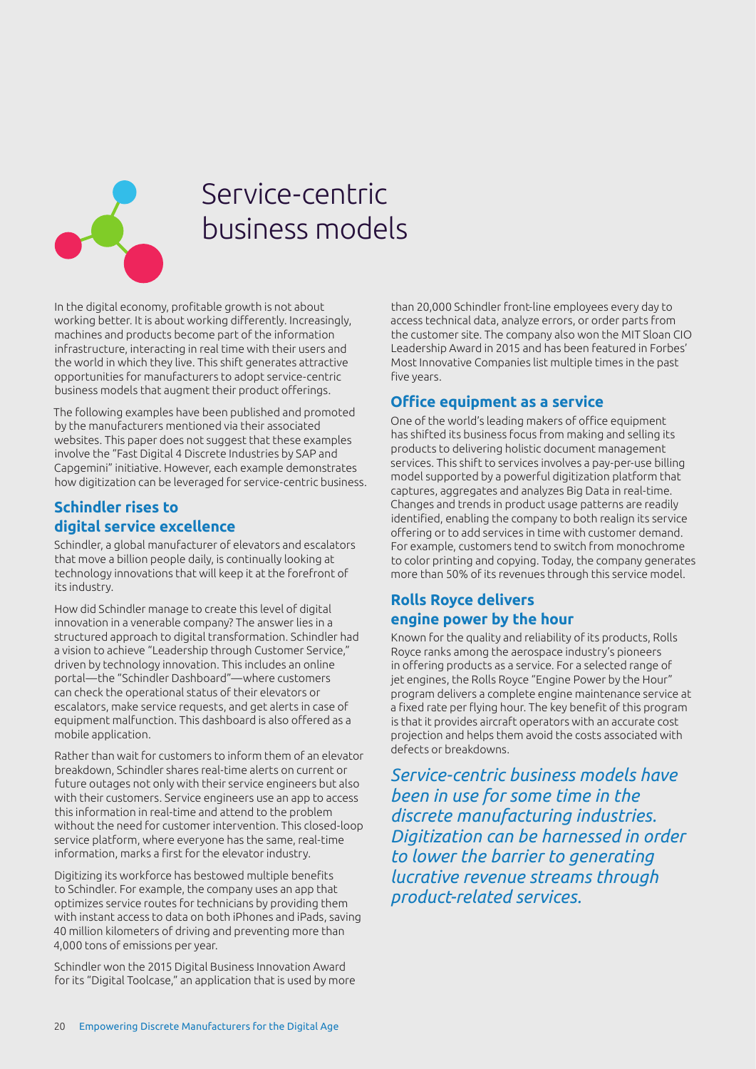# Service-centric business models

In the digital economy, profitable growth is not about working better. It is about working differently. Increasingly, machines and products become part of the information infrastructure, interacting in real time with their users and the world in which they live. This shift generates attractive opportunities for manufacturers to adopt service-centric business models that augment their product offerings.

The following examples have been published and promoted by the manufacturers mentioned via their associated websites. This paper does not suggest that these examples involve the "Fast Digital 4 Discrete Industries by SAP and Capgemini" initiative. However, each example demonstrates how digitization can be leveraged for service-centric business.

## Schindler rises to digital service excellence

Schindler, a global manufacturer of elevators and escalators that move a billion people daily, is continually looking at technology innovations that will keep it at the forefront of its industry.

How did Schindler manage to create this level of digital innovation in a venerable company? The answer lies in a structured approach to digital transformation. Schindler had a vision to achieve "Leadership through Customer Service," driven by technology innovation. This includes an online portal—the "Schindler Dashboard"—where customers can check the operational status of their elevators or escalators, make service requests, and get alerts in case of equipment malfunction. This dashboard is also offered as a mobile application.

Rather than wait for customers to inform them of an elevator breakdown, Schindler shares real-time alerts on current or future outages not only with their service engineers but also with their customers. Service engineers use an app to access this information in real-time and attend to the problem without the need for customer intervention. This closed-loop service platform, where everyone has the same, real-time information, marks a first for the elevator industry.

Digitizing its workforce has bestowed multiple benefits to Schindler. For example, the company uses an app that optimizes service routes for technicians by providing them with instant access to data on both iPhones and iPads, saving 40 million kilometers of driving and preventing more than 4,000 tons of emissions per year.

Schindler won the 2015 Digital Business Innovation Award for its "Digital Toolcase," an application that is used by more than 20,000 Schindler front-line employees every day to access technical data, analyze errors, or order parts from the customer site. The company also won the MIT Sloan CIO Leadership Award in 2015 and has been featured in Forbes' Most Innovative Companies list multiple times in the past five years.

## Office equipment as a service

One of the world's leading makers of office equipment has shifted its business focus from making and selling its products to delivering holistic document management services. This shift to services involves a pay-per-use billing model supported by a powerful digitization platform that captures, aggregates and analyzes Big Data in real-time. Changes and trends in product usage patterns are readily identified, enabling the company to both realign its service offering or to add services in time with customer demand. For example, customers tend to switch from monochrome to color printing and copying. Today, the company generates more than 50% of its revenues through this service model.

## Rolls Royce delivers engine power by the hour

Known for the quality and reliability of its products, Rolls Royce ranks among the aerospace industry's pioneers in offering products as a service. For a selected range of jet engines, the Rolls Royce "Engine Power by the Hour" program delivers a complete engine maintenance service at a fixed rate per flying hour. The key benefit of this program is that it provides aircraft operators with an accurate cost projection and helps them avoid the costs associated with defects or breakdowns.

*Service-centric business models have been in use for some time in the discrete manufacturing industries. Digitization can be harnessed in order to lower the barrier to generating lucrative revenue streams through product-related services.*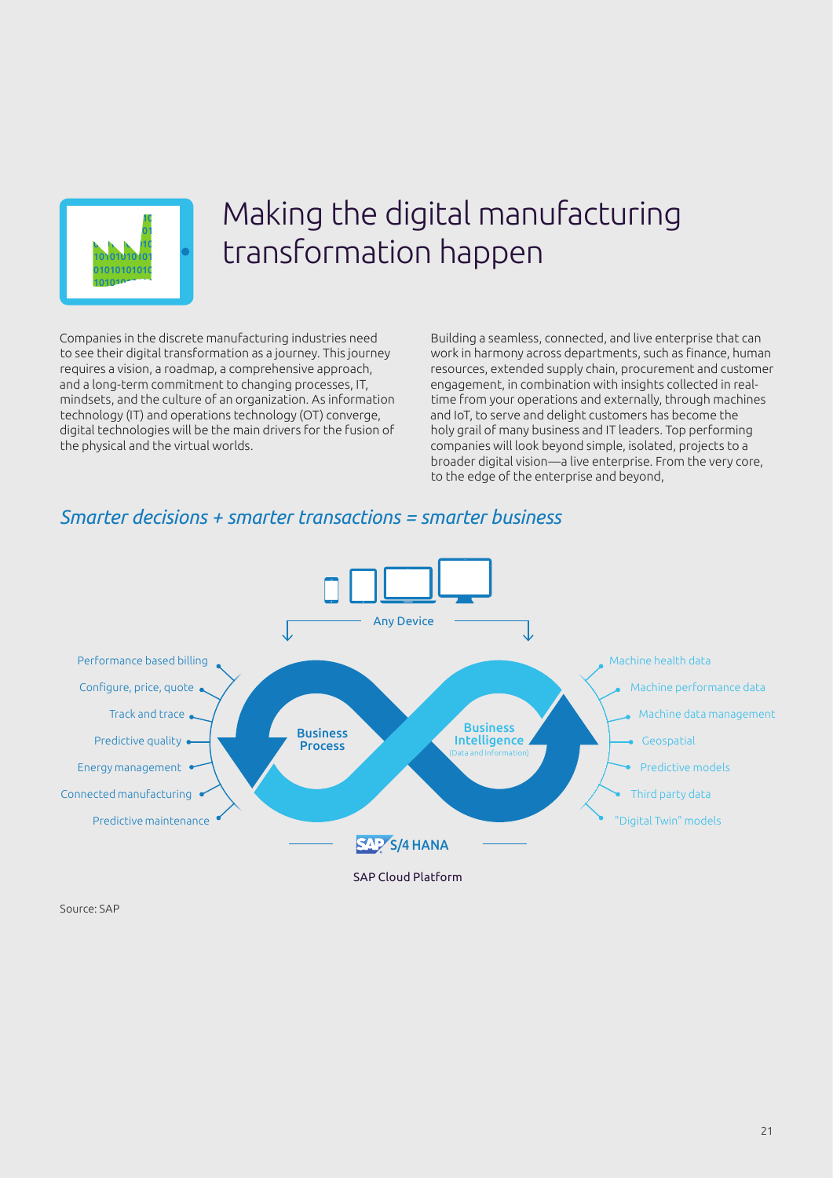# Making the digital manufacturing transformation happen

Companies in the discrete manufacturing industries need to see their digital transformation as a journey. This journey requires a vision, a roadmap, a comprehensive approach, and a long-term commitment to changing processes, IT, mindsets, and the culture of an organization. As information technology (IT) and operations technology (OT) converge, digital technologies will be the main drivers for the fusion of the physical and the virtual worlds.

Building a seamless, connected, and live enterprise that can work in harmony across departments, such as finance, human resources, extended supply chain, procurement and customer engagement, in combination with insights collected in real-time from your operations and externally, through machines and IoT, to serve and delight customers has become the holy grail of many business and IT leaders. Top performing companies will look beyond simple, isolated, projects to a broader digital vision—a live enterprise. From the very core, to the edge of the enterprise and beyond,

## *Smarter decisions + smarter transactions = smarter business*

Any Device

Business Process:
- Performance based billing
- Configure, price, quote
- Track and trace
- Predictive quality
- Energy management
- Connected manufacturing
- Predictive maintenance

Business Intelligence (Data and Information):
- Machine health data
- Machine performance data
- Machine data management
- Geospatial
- Predictive models
- Third party data
- "Digital Twin" models

SAP S/4 HANA

SAP Cloud Platform

Source: SAP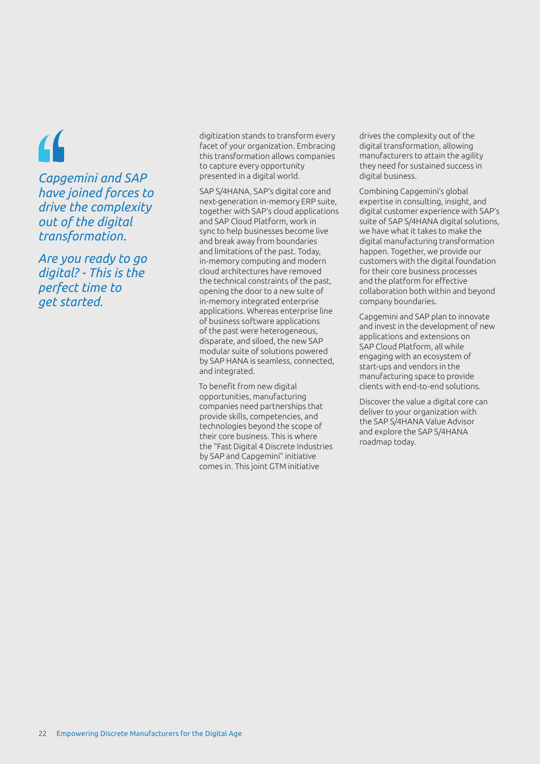*Capgemini and SAP have joined forces to drive the complexity out of the digital transformation.*

*Are you ready to go digital? - This is the perfect time to get started.*

digitization stands to transform every facet of your organization. Embracing this transformation allows companies to capture every opportunity presented in a digital world.

SAP S/4HANA, SAP's digital core and next-generation in-memory ERP suite, together with SAP's cloud applications and SAP Cloud Platform, work in sync to help businesses become live and break away from boundaries and limitations of the past. Today, in-memory computing and modern cloud architectures have removed the technical constraints of the past, opening the door to a new suite of in-memory integrated enterprise applications. Whereas enterprise line of business software applications of the past were heterogeneous, disparate, and siloed, the new SAP modular suite of solutions powered by SAP HANA is seamless, connected, and integrated.

To benefit from new digital opportunities, manufacturing companies need partnerships that provide skills, competencies, and technologies beyond the scope of their core business. This is where the "Fast Digital 4 Discrete Industries by SAP and Capgemini" initiative comes in. This joint GTM initiative drives the complexity out of the digital transformation, allowing manufacturers to attain the agility they need for sustained success in digital business.

Combining Capgemini's global expertise in consulting, insight, and digital customer experience with SAP's suite of SAP S/4HANA digital solutions, we have what it takes to make the digital manufacturing transformation happen. Together, we provide our customers with the digital foundation for their core business processes and the platform for effective collaboration both within and beyond company boundaries.

Capgemini and SAP plan to innovate and invest in the development of new applications and extensions on SAP Cloud Platform, all while engaging with an ecosystem of start-ups and vendors in the manufacturing space to provide clients with end-to-end solutions.

Discover the value a digital core can deliver to your organization with the SAP S/4HANA Value Advisor and explore the SAP S/4HANA roadmap today.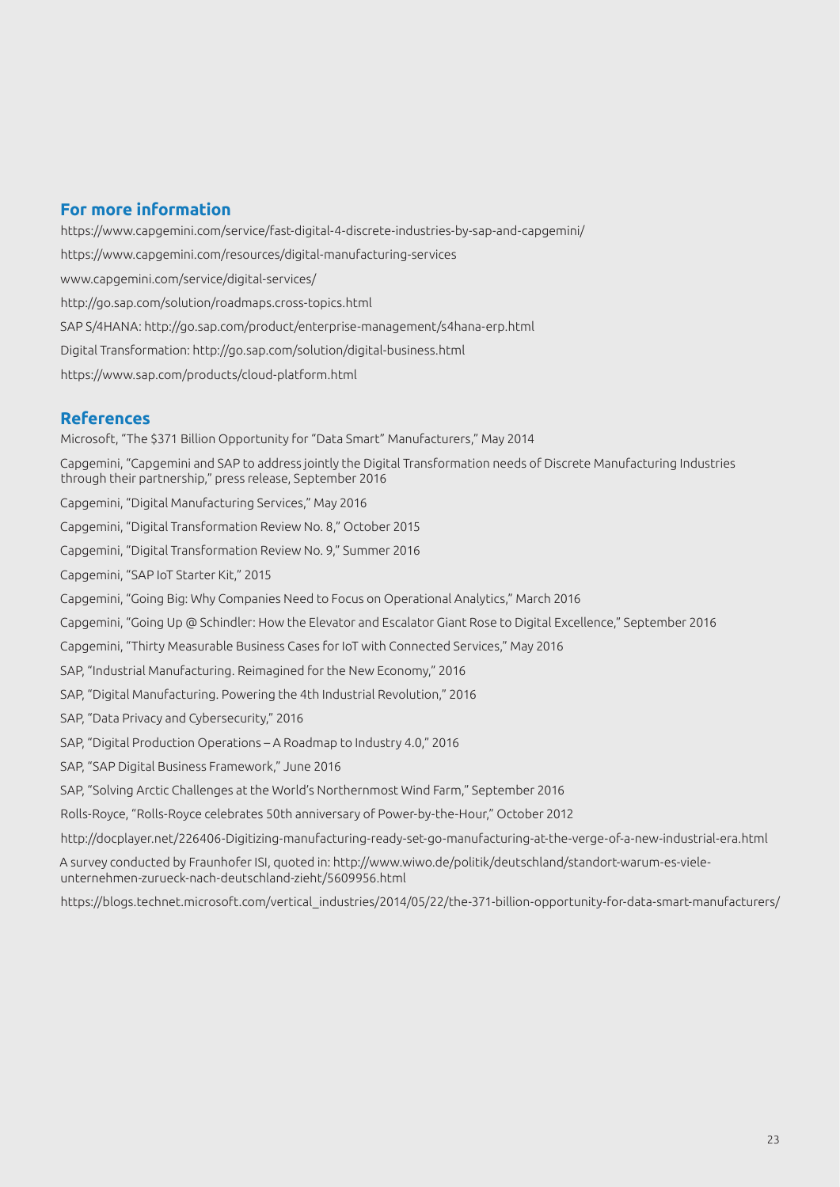## For more information

https://www.capgemini.com/service/fast-digital-4-discrete-industries-by-sap-and-capgemini/

https://www.capgemini.com/resources/digital-manufacturing-services

www.capgemini.com/service/digital-services/

http://go.sap.com/solution/roadmaps.cross-topics.html

SAP S/4HANA: http://go.sap.com/product/enterprise-management/s4hana-erp.html

Digital Transformation: http://go.sap.com/solution/digital-business.html

https://www.sap.com/products/cloud-platform.html

## References

Microsoft, "The $371 Billion Opportunity for "Data Smart" Manufacturers," May 2014

Capgemini, "Capgemini and SAP to address jointly the Digital Transformation needs of Discrete Manufacturing Industries through their partnership," press release, September 2016

Capgemini, "Digital Manufacturing Services," May 2016

Capgemini, "Digital Transformation Review No. 8," October 2015

Capgemini, "Digital Transformation Review No. 9," Summer 2016

Capgemini, "SAP IoT Starter Kit," 2015

Capgemini, "Going Big: Why Companies Need to Focus on Operational Analytics," March 2016

Capgemini, "Going Up @ Schindler: How the Elevator and Escalator Giant Rose to Digital Excellence," September 2016

Capgemini, "Thirty Measurable Business Cases for IoT with Connected Services," May 2016

SAP, "Industrial Manufacturing. Reimagined for the New Economy," 2016

SAP, "Digital Manufacturing. Powering the 4th Industrial Revolution," 2016

SAP, "Data Privacy and Cybersecurity," 2016

SAP, "Digital Production Operations – A Roadmap to Industry 4.0," 2016

SAP, "SAP Digital Business Framework," June 2016

SAP, "Solving Arctic Challenges at the World's Northernmost Wind Farm," September 2016

Rolls-Royce, "Rolls-Royce celebrates 50th anniversary of Power-by-the-Hour," October 2012

http://docplayer.net/226406-Digitizing-manufacturing-ready-set-go-manufacturing-at-the-verge-of-a-new-industrial-era.html

A survey conducted by Fraunhofer ISI, quoted in: http://www.wiwo.de/politik/deutschland/standort-warum-es-viele-unternehmen-zurueck-nach-deutschland-zieht/5609956.html

https://blogs.technet.microsoft.com/vertical_industries/2014/05/22/the-371-billion-opportunity-for-data-smart-manufacturers/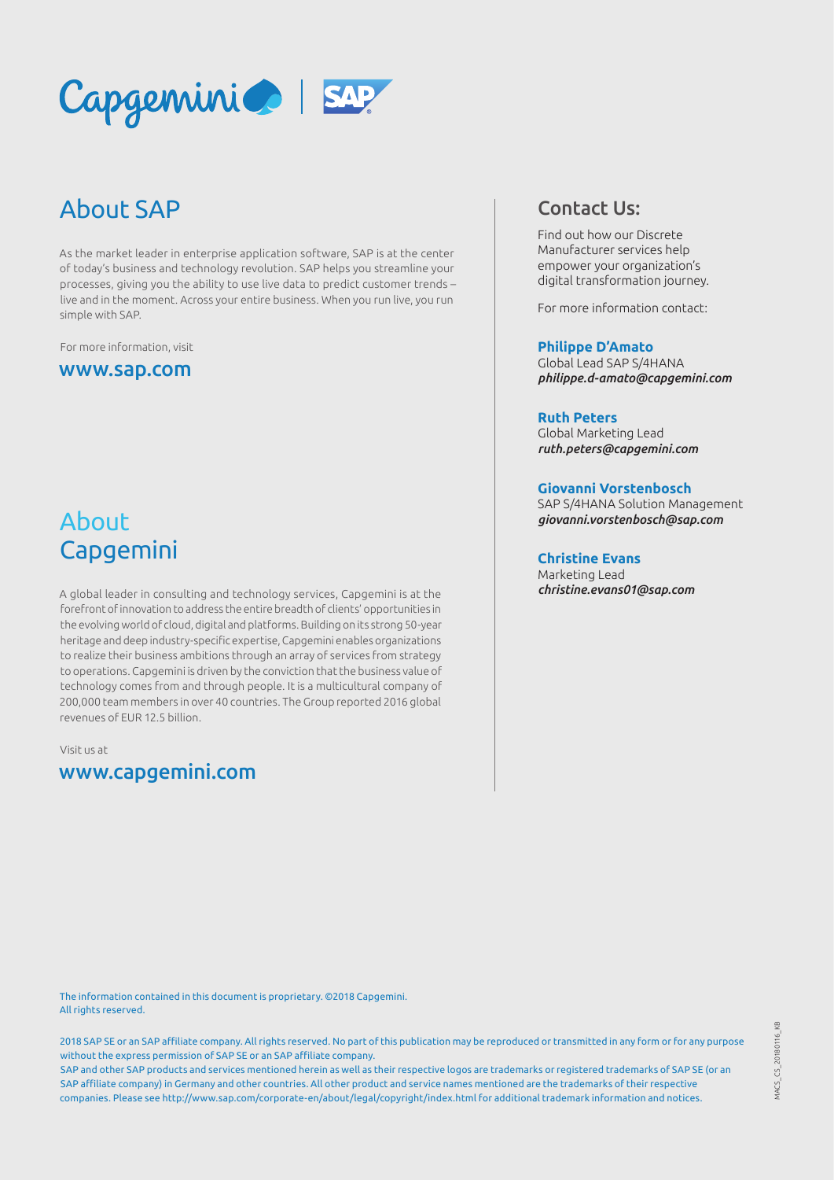## About SAP

As the market leader in enterprise application software, SAP is at the center of today's business and technology revolution. SAP helps you streamline your processes, giving you the ability to use live data to predict customer trends – live and in the moment. Across your entire business. When you run live, you run simple with SAP.

For more information, visit

**www.sap.com**

## About Capgemini

A global leader in consulting and technology services, Capgemini is at the forefront of innovation to address the entire breadth of clients' opportunities in the evolving world of cloud, digital and platforms. Building on its strong 50-year heritage and deep industry-specific expertise, Capgemini enables organizations to realize their business ambitions through an array of services from strategy to operations. Capgemini is driven by the conviction that the business value of technology comes from and through people. It is a multicultural company of 200,000 team members in over 40 countries. The Group reported 2016 global revenues of EUR 12.5 billion.

Visit us at

**www.capgemini.com**

## Contact Us:

Find out how our Discrete Manufacturer services help empower your organization's digital transformation journey.

For more information contact:

**Philippe D'Amato**
Global Lead SAP S/4HANA
*philippe.d-amato@capgemini.com*

**Ruth Peters**
Global Marketing Lead
*ruth.peters@capgemini.com*

**Giovanni Vorstenbosch**
SAP S/4HANA Solution Management
*giovanni.vorstenbosch@sap.com*

**Christine Evans**
Marketing Lead
*christine.evans01@sap.com*

The information contained in this document is proprietary. ©2018 Capgemini. All rights reserved.

2018 SAP SE or an SAP affiliate company. All rights reserved. No part of this publication may be reproduced or transmitted in any form or for any purpose without the express permission of SAP SE or an SAP affiliate company.
SAP and other SAP products and services mentioned herein as well as their respective logos are trademarks or registered trademarks of SAP SE (or an SAP affiliate company) in Germany and other countries. All other product and service names mentioned are the trademarks of their respective companies. Please see http://www.sap.com/corporate-en/about/legal/copyright/index.html for additional trademark information and notices.

MACS_CS_20180116_KB